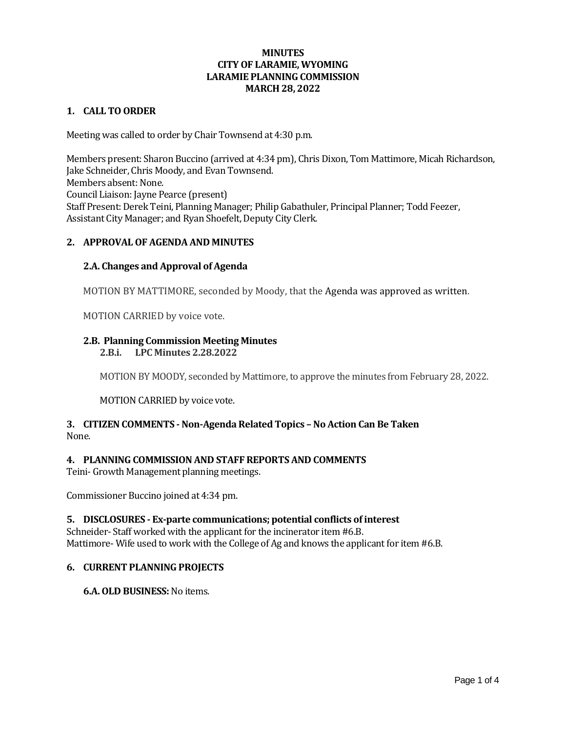**MINUTES**
**CITY OF LARAMIE, WYOMING**
**LARAMIE PLANNING COMMISSION**
**MARCH 28, 2022**

## 1. CALL TO ORDER

Meeting was called to order by Chair Townsend at 4:30 p.m.

Members present: Sharon Buccino (arrived at 4:34 pm), Chris Dixon, Tom Mattimore, Micah Richardson, Jake Schneider, Chris Moody, and Evan Townsend.
Members absent: None.
Council Liaison: Jayne Pearce (present)
Staff Present: Derek Teini, Planning Manager; Philip Gabathuler, Principal Planner; Todd Feezer, Assistant City Manager; and Ryan Shoefelt, Deputy City Clerk.

## 2. APPROVAL OF AGENDA AND MINUTES

### 2.A. Changes and Approval of Agenda

MOTION BY MATTIMORE, seconded by Moody, that the Agenda was approved as written.

MOTION CARRIED by voice vote.

### 2.B. Planning Commission Meeting Minutes

**2.B.i. LPC Minutes 2.28.2022**

MOTION BY MOODY, seconded by Mattimore, to approve the minutes from February 28, 2022.

MOTION CARRIED by voice vote.

## 3. CITIZEN COMMENTS - Non-Agenda Related Topics – No Action Can Be Taken

None.

## 4. PLANNING COMMISSION AND STAFF REPORTS AND COMMENTS

Teini- Growth Management planning meetings.

Commissioner Buccino joined at 4:34 pm.

## 5. DISCLOSURES - Ex-parte communications; potential conflicts of interest

Schneider- Staff worked with the applicant for the incinerator item #6.B.
Mattimore- Wife used to work with the College of Ag and knows the applicant for item #6.B.

## 6. CURRENT PLANNING PROJECTS

**6.A. OLD BUSINESS:** No items.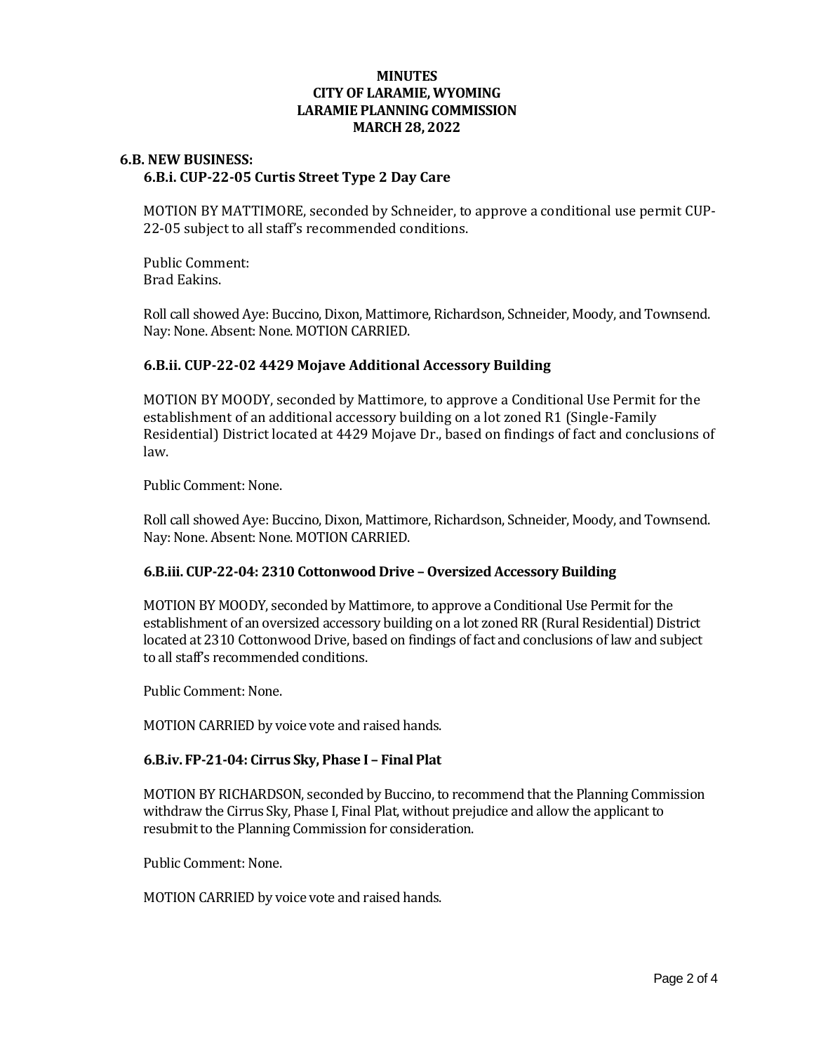# MINUTES
# CITY OF LARAMIE, WYOMING
# LARAMIE PLANNING COMMISSION
# MARCH 28, 2022

## 6.B. NEW BUSINESS:

### 6.B.i. CUP-22-05 Curtis Street Type 2 Day Care

MOTION BY MATTIMORE, seconded by Schneider, to approve a conditional use permit CUP-22-05 subject to all staff's recommended conditions.

Public Comment:
Brad Eakins.

Roll call showed Aye: Buccino, Dixon, Mattimore, Richardson, Schneider, Moody, and Townsend. Nay: None. Absent: None. MOTION CARRIED.

### 6.B.ii. CUP-22-02 4429 Mojave Additional Accessory Building

MOTION BY MOODY, seconded by Mattimore, to approve a Conditional Use Permit for the establishment of an additional accessory building on a lot zoned R1 (Single-Family Residential) District located at 4429 Mojave Dr., based on findings of fact and conclusions of law.

Public Comment: None.

Roll call showed Aye: Buccino, Dixon, Mattimore, Richardson, Schneider, Moody, and Townsend. Nay: None. Absent: None. MOTION CARRIED.

### 6.B.iii. CUP-22-04: 2310 Cottonwood Drive – Oversized Accessory Building

MOTION BY MOODY, seconded by Mattimore, to approve a Conditional Use Permit for the establishment of an oversized accessory building on a lot zoned RR (Rural Residential) District located at 2310 Cottonwood Drive, based on findings of fact and conclusions of law and subject to all staff's recommended conditions.

Public Comment: None.

MOTION CARRIED by voice vote and raised hands.

### 6.B.iv. FP-21-04: Cirrus Sky, Phase I – Final Plat

MOTION BY RICHARDSON, seconded by Buccino, to recommend that the Planning Commission withdraw the Cirrus Sky, Phase I, Final Plat, without prejudice and allow the applicant to resubmit to the Planning Commission for consideration.

Public Comment: None.

MOTION CARRIED by voice vote and raised hands.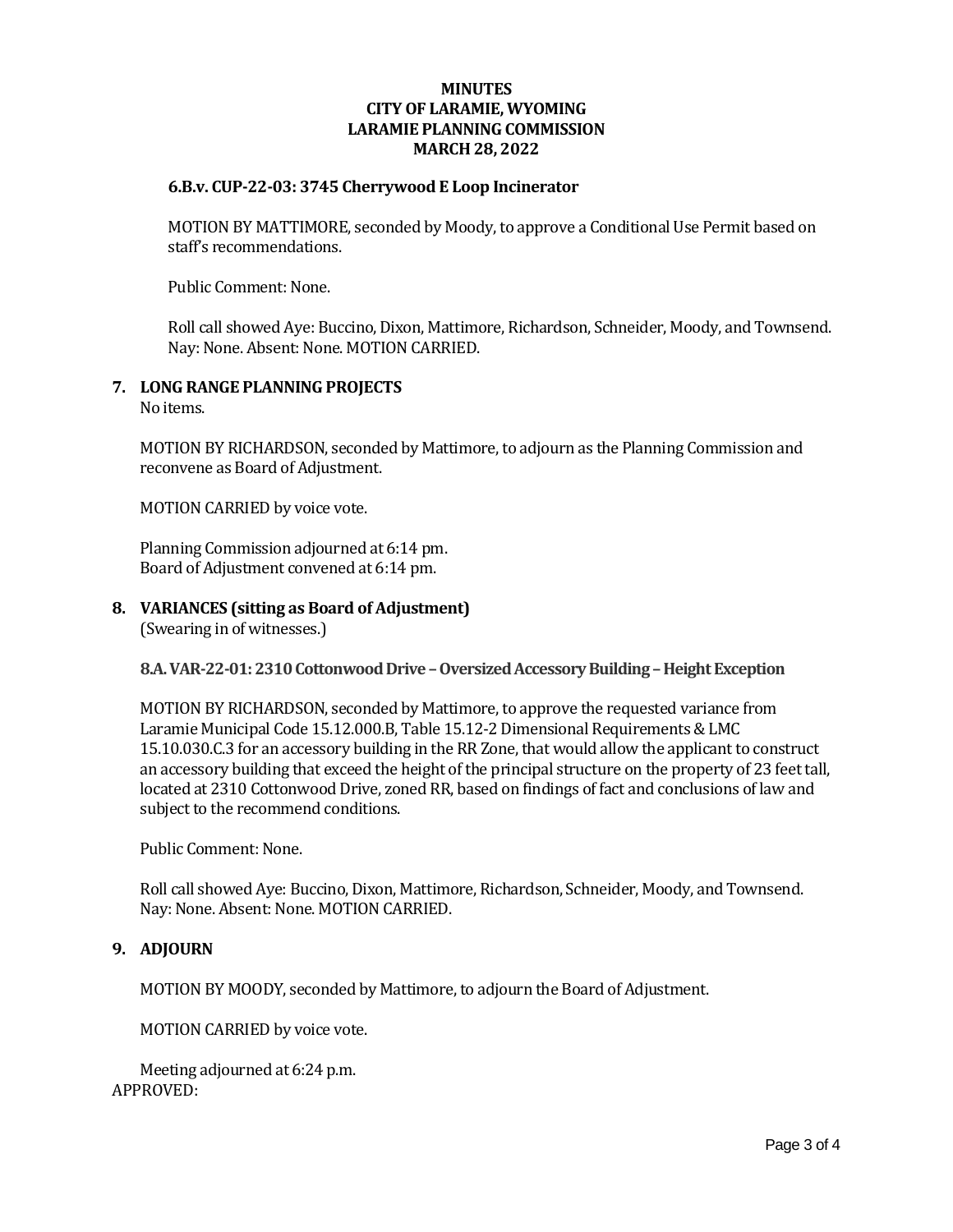**MINUTES**
**CITY OF LARAMIE, WYOMING**
**LARAMIE PLANNING COMMISSION**
**MARCH 28, 2022**

**6.B.v. CUP-22-03: 3745 Cherrywood E Loop Incinerator**

MOTION BY MATTIMORE, seconded by Moody, to approve a Conditional Use Permit based on staff's recommendations.

Public Comment: None.

Roll call showed Aye: Buccino, Dixon, Mattimore, Richardson, Schneider, Moody, and Townsend. Nay: None. Absent: None. MOTION CARRIED.

## 7. LONG RANGE PLANNING PROJECTS

No items.

MOTION BY RICHARDSON, seconded by Mattimore, to adjourn as the Planning Commission and reconvene as Board of Adjustment.

MOTION CARRIED by voice vote.

Planning Commission adjourned at 6:14 pm.
Board of Adjustment convened at 6:14 pm.

## 8. VARIANCES (sitting as Board of Adjustment)

(Swearing in of witnesses.)

**8.A. VAR-22-01: 2310 Cottonwood Drive – Oversized Accessory Building – Height Exception**

MOTION BY RICHARDSON, seconded by Mattimore, to approve the requested variance from Laramie Municipal Code 15.12.000.B, Table 15.12-2 Dimensional Requirements & LMC 15.10.030.C.3 for an accessory building in the RR Zone, that would allow the applicant to construct an accessory building that exceed the height of the principal structure on the property of 23 feet tall, located at 2310 Cottonwood Drive, zoned RR, based on findings of fact and conclusions of law and subject to the recommend conditions.

Public Comment: None.

Roll call showed Aye: Buccino, Dixon, Mattimore, Richardson, Schneider, Moody, and Townsend. Nay: None. Absent: None. MOTION CARRIED.

## 9. ADJOURN

MOTION BY MOODY, seconded by Mattimore, to adjourn the Board of Adjustment.

MOTION CARRIED by voice vote.

Meeting adjourned at 6:24 p.m.

APPROVED: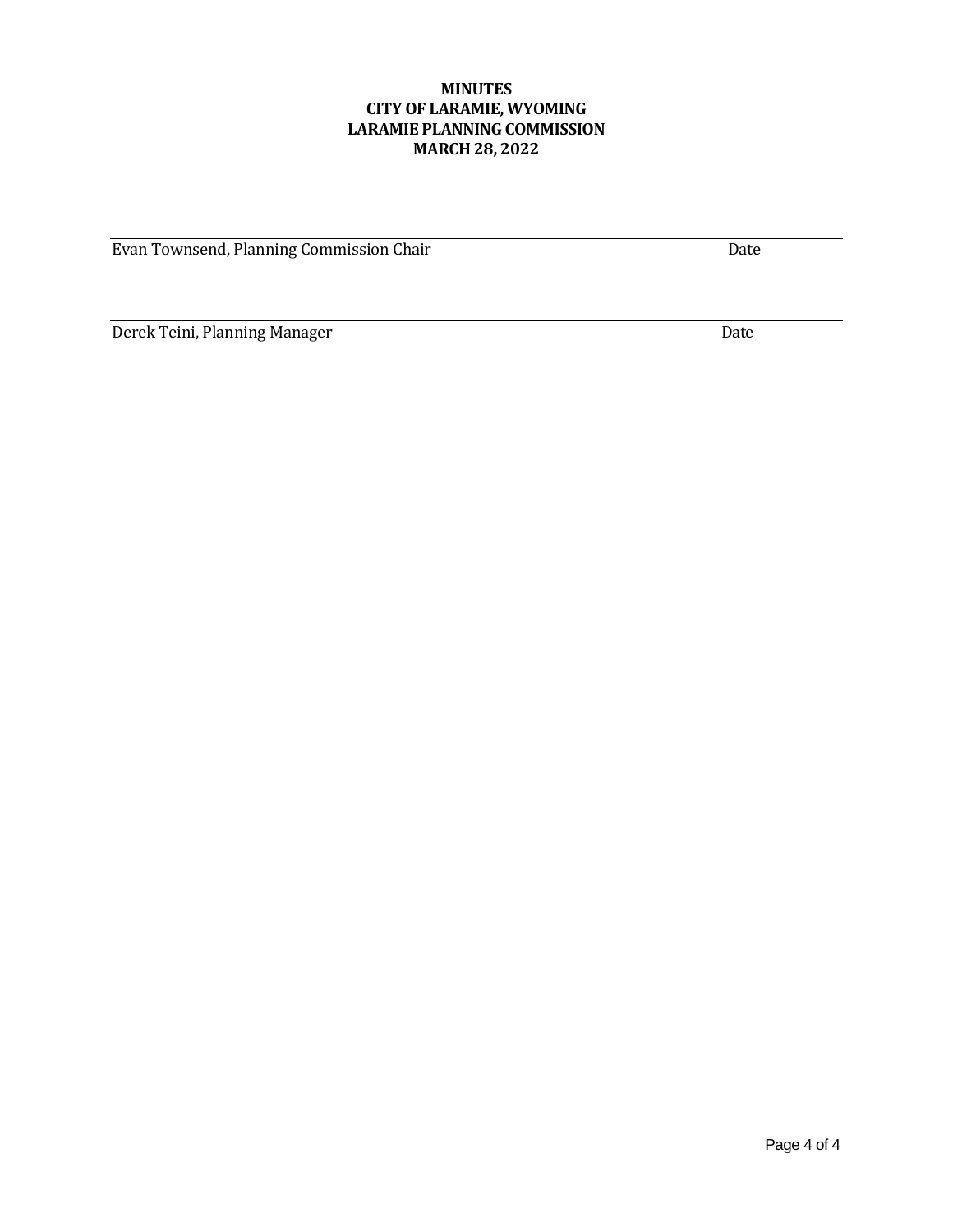**MINUTES**
**CITY OF LARAMIE, WYOMING**
**LARAMIE PLANNING COMMISSION**
**MARCH 28, 2022**

\_\_\_\_\_\_\_\_\_\_\_\_\_\_\_\_\_\_\_\_\_\_\_\_\_\_\_\_\_\_\_\_\_\_\_\_\_\_\_\_\_\_\_\_\_\_\_\_\_\_\_\_\_\_\_\_\_\_\_\_

Evan Townsend, Planning Commission Chair Date

\_\_\_\_\_\_\_\_\_\_\_\_\_\_\_\_\_\_\_\_\_\_\_\_\_\_\_\_\_\_\_\_\_\_\_\_\_\_\_\_\_\_\_\_\_\_\_\_\_\_\_\_\_\_\_\_\_\_\_\_

Derek Teini, Planning Manager Date